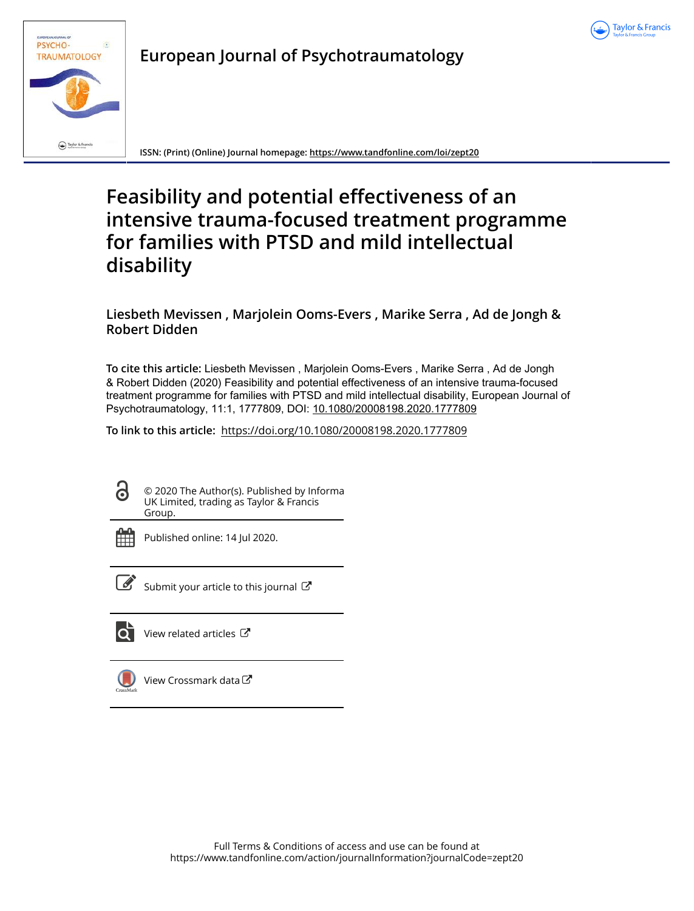European Journal of Psychotraumatology

ISSN: (Print) (Online) Journal homepage: https://www.tandfonline.com/loi/zept20

# Feasibility and potential effectiveness of an intensive trauma-focused treatment programme for families with PTSD and mild intellectual disability

**Liesbeth Mevissen , Marjolein Ooms-Evers , Marike Serra , Ad de Jongh & Robert Didden**

**To cite this article:** Liesbeth Mevissen , Marjolein Ooms-Evers , Marike Serra , Ad de Jongh & Robert Didden (2020) Feasibility and potential effectiveness of an intensive trauma-focused treatment programme for families with PTSD and mild intellectual disability, European Journal of Psychotraumatology, 11:1, 1777809, DOI: 10.1080/20008198.2020.1777809

**To link to this article:** https://doi.org/10.1080/20008198.2020.1777809

© 2020 The Author(s). Published by Informa UK Limited, trading as Taylor & Francis Group.

Published online: 14 Jul 2020.

Submit your article to this journal

View related articles

View Crossmark data

Full Terms & Conditions of access and use can be found at https://www.tandfonline.com/action/journalInformation?journalCode=zept20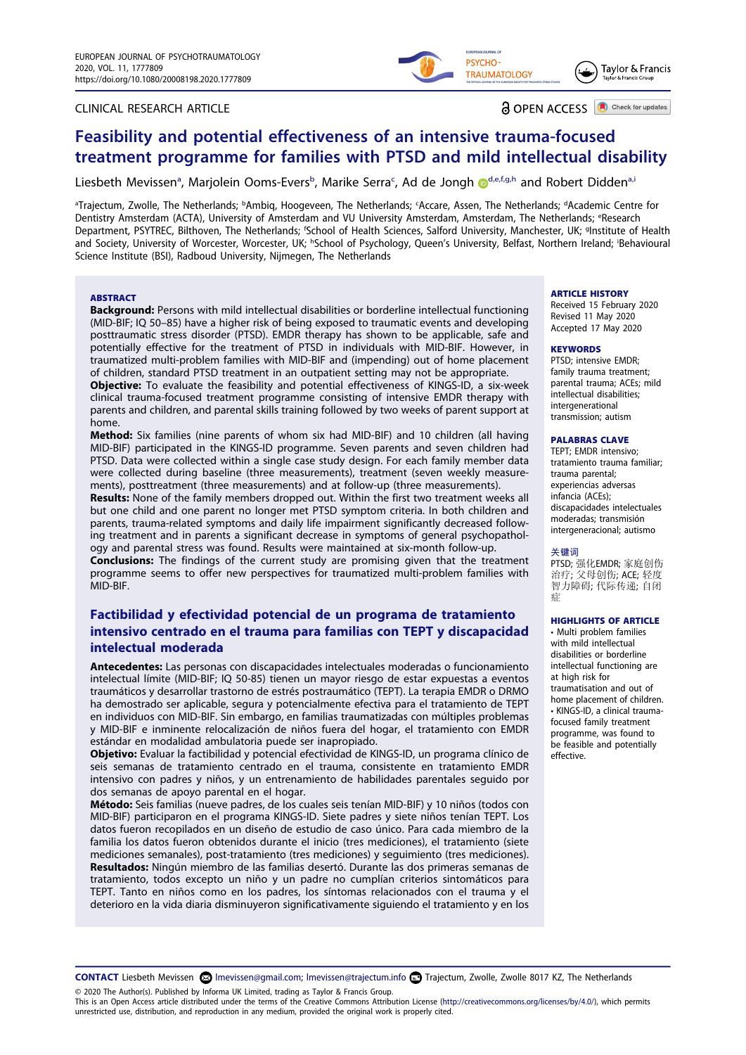CLINICAL RESEARCH ARTICLE

# Feasibility and potential effectiveness of an intensive trauma-focused treatment programme for families with PTSD and mild intellectual disability

Liesbeth Mevissen[a], Marjolein Ooms-Evers[b], Marike Serra[c], Ad de Jongh[d,e,f,g,h] and Robert Didden[a,i]

[a]Trajectum, Zwolle, The Netherlands; [b]Ambiq, Hoogeveen, The Netherlands; [c]Accare, Assen, The Netherlands; [d]Academic Centre for Dentistry Amsterdam (ACTA), University of Amsterdam and VU University Amsterdam, Amsterdam, The Netherlands; [e]Research Department, PSYTREC, Bilthoven, The Netherlands; [f]School of Health Sciences, Salford University, Manchester, UK; [g]Institute of Health and Society, University of Worcester, Worcester, UK; [h]School of Psychology, Queen's University, Belfast, Northern Ireland; [i]Behavioural Science Institute (BSI), Radboud University, Nijmegen, The Netherlands

## ABSTRACT

**Background:** Persons with mild intellectual disabilities or borderline intellectual functioning (MID-BIF; IQ 50–85) have a higher risk of being exposed to traumatic events and developing posttraumatic stress disorder (PTSD). EMDR therapy has shown to be applicable, safe and potentially effective for the treatment of PTSD in individuals with MID-BIF. However, in traumatized multi-problem families with MID-BIF and (impending) out of home placement of children, standard PTSD treatment in an outpatient setting may not be appropriate.

**Objective:** To evaluate the feasibility and potential effectiveness of KINGS-ID, a six-week clinical trauma-focused treatment programme consisting of intensive EMDR therapy with parents and children, and parental skills training followed by two weeks of parent support at home.

**Method:** Six families (nine parents of whom six had MID-BIF) and 10 children (all having MID-BIF) participated in the KINGS-ID programme. Seven parents and seven children had PTSD. Data were collected within a single case study design. For each family member data were collected during baseline (three measurements), treatment (seven weekly measurements), posttreatment (three measurements) and at follow-up (three measurements).

**Results:** None of the family members dropped out. Within the first two treatment weeks all but one child and one parent no longer met PTSD symptom criteria. In both children and parents, trauma-related symptoms and daily life impairment significantly decreased following treatment and in parents a significant decrease in symptoms of general psychopathology and parental stress was found. Results were maintained at six-month follow-up.

**Conclusions:** The findings of the current study are promising given that the treatment programme seems to offer new perspectives for traumatized multi-problem families with MID-BIF.

## Factibilidad y efectividad potencial de un programa de tratamiento intensivo centrado en el trauma para familias con TEPT y discapacidad intelectual moderada

**Antecedentes:** Las personas con discapacidades intelectuales moderadas o funcionamiento intelectual límite (MID-BIF; IQ 50-85) tienen un mayor riesgo de estar expuestas a eventos traumáticos y desarrollar trastorno de estrés postraumático (TEPT). La terapia EMDR o DRMO ha demostrado ser aplicable, segura y potencialmente efectiva para el tratamiento de TEPT en individuos con MID-BIF. Sin embargo, en familias traumatizadas con múltiples problemas y MID-BIF e inminente relocalización de niños fuera del hogar, el tratamiento con EMDR estándar en modalidad ambulatoria puede ser inapropiado.

**Objetivo:** Evaluar la factibilidad y potencial efectividad de KINGS-ID, un programa clínico de seis semanas de tratamiento centrado en el trauma, consistente en tratamiento EMDR intensivo con padres y niños, y un entrenamiento de habilidades parentales seguido por dos semanas de apoyo parental en el hogar.

**Método:** Seis familias (nueve padres, de los cuales seis tenían MID-BIF) y 10 niños (todos con MID-BIF) participaron en el programa KINGS-ID. Siete padres y siete niños tenían TEPT. Los datos fueron recopilados en un diseño de estudio de caso único. Para cada miembro de la familia los datos fueron obtenidos durante el inicio (tres mediciones), el tratamiento (siete mediciones semanales), post-tratamiento (tres mediciones) y seguimiento (tres mediciones).

**Resultados:** Ningún miembro de las familias desertó. Durante las dos primeras semanas de tratamiento, todos excepto un niño y un padre no cumplían criterios sintomáticos para TEPT. Tanto en niños como en los padres, los síntomas relacionados con el trauma y el deterioro en la vida diaria disminuyeron significativamente siguiendo el tratamiento y en los

**ARTICLE HISTORY**
Received 15 February 2020
Revised 11 May 2020
Accepted 17 May 2020

**KEYWORDS**
PTSD; intensive EMDR; family trauma treatment; parental trauma; ACEs; mild intellectual disabilities; intergenerational transmission; autism

**PALABRAS CLAVE**
TEPT; EMDR intensivo; tratamiento trauma familiar; trauma parental; experiencias adversas infancia (ACEs); discapacidades intelectuales moderadas; transmisión intergeneracional; autismo

**关键词**
PTSD; 强化EMDR; 家庭创伤治疗; 父母创伤; ACE; 轻度智力障碍; 代际传递; 自闭症

**HIGHLIGHTS OF ARTICLE**
- Multi problem families with mild intellectual disabilities or borderline intellectual functioning are at high risk for traumatisation and out of home placement of children.
- KINGS-ID, a clinical trauma-focused family treatment programme, was found to be feasible and potentially effective.

**CONTACT** Liesbeth Mevissen lmevissen@gmail.com; lmevissen@trajectum.info Trajectum, Zwolle, Zwolle 8017 KZ, The Netherlands

© 2020 The Author(s). Published by Informa UK Limited, trading as Taylor & Francis Group.
This is an Open Access article distributed under the terms of the Creative Commons Attribution License (http://creativecommons.org/licenses/by/4.0/), which permits unrestricted use, distribution, and reproduction in any medium, provided the original work is properly cited.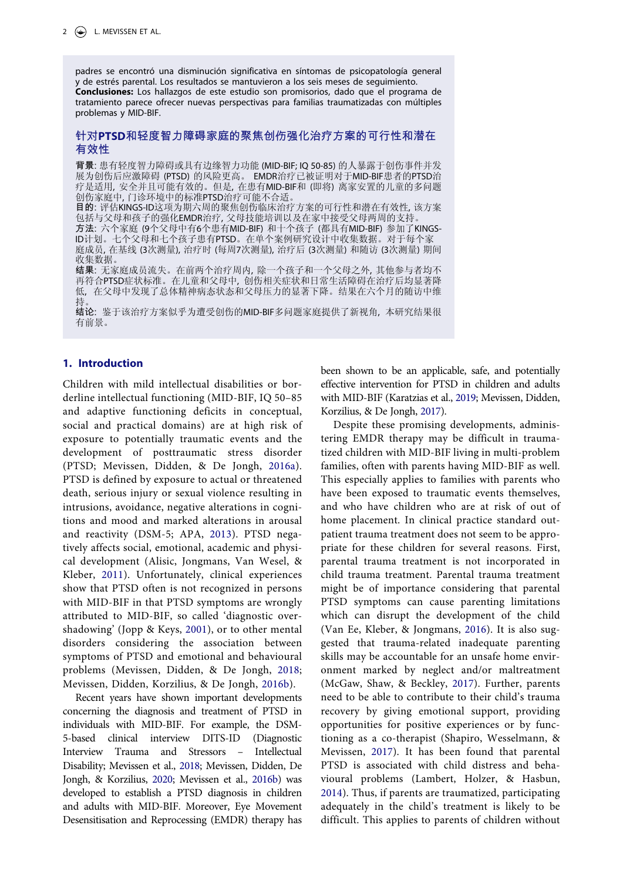padres se encontró una disminución significativa en síntomas de psicopatología general y de estrés parental. Los resultados se mantuvieron a los seis meses de seguimiento.
**Conclusiones:** Los hallazgos de este estudio son promisorios, dado que el programa de tratamiento parece ofrecer nuevas perspectivas para familias traumatizadas con múltiples problemas y MID-BIF.

## 针对PTSD和轻度智力障碍家庭的聚焦创伤强化治疗方案的可行性和潜在有效性

**背景**: 患有轻度智力障碍或具有边缘智力功能 (MID-BIF; IQ 50-85) 的人暴露于创伤事件并发展为创伤后应激障碍 (PTSD) 的风险更高。 EMDR治疗已被证明对于MID-BIF患者的PTSD治疗是适用, 安全并且可能有效的。但是, 在患有MID-BIF和 (即将) 离家安置的儿童的多问题创伤家庭中, 门诊环境中的标准PTSD治疗可能不合适。
**目的**: 评估KINGS-ID这项为期六周的聚焦创伤临床治疗方案的可行性和潜在有效性, 该方案包括与父母和孩子的强化EMDR治疗, 父母技能培训以及在家中接受父母两周的支持。
**方法**: 六个家庭 (9个父母中有6个患有MID-BIF) 和十个孩子 (都具有MID-BIF) 参加了KINGS-ID计划。七个父母和七个孩子患有PTSD。在单个案例研究设计中收集数据。对于每个家庭成员, 在基线 (3次测量), 治疗时 (每周7次测量), 治疗后 (3次测量) 和随访 (3次测量) 期间收集数据。
**结果**: 无家庭成员流失。在前两个治疗周内, 除一个孩子和一个父母之外, 其他参与者均不再符合PTSD症状标准。在儿童和父母中, 创伤相关症状和日常生活障碍在治疗后均显著降低, 在父母中发现了总体精神病态状态和父母压力的显著下降。结果在六个月的随访中维持。
**结论**: 鉴于该治疗方案似乎为遭受创伤的MID-BIF多问题家庭提供了新视角, 本研究结果很有前景。

## 1. Introduction

Children with mild intellectual disabilities or borderline intellectual functioning (MID-BIF, IQ 50–85 and adaptive functioning deficits in conceptual, social and practical domains) are at high risk of exposure to potentially traumatic events and the development of posttraumatic stress disorder (PTSD; Mevissen, Didden, & De Jongh, 2016a). PTSD is defined by exposure to actual or threatened death, serious injury or sexual violence resulting in intrusions, avoidance, negative alterations in cognitions and mood and marked alterations in arousal and reactivity (DSM-5; APA, 2013). PTSD negatively affects social, emotional, academic and physical development (Alisic, Jongmans, Van Wesel, & Kleber, 2011). Unfortunately, clinical experiences show that PTSD often is not recognized in persons with MID-BIF in that PTSD symptoms are wrongly attributed to MID-BIF, so called 'diagnostic overshadowing' (Jopp & Keys, 2001), or to other mental disorders considering the association between symptoms of PTSD and emotional and behavioural problems (Mevissen, Didden, & De Jongh, 2018; Mevissen, Didden, Korzilius, & De Jongh, 2016b).

Recent years have shown important developments concerning the diagnosis and treatment of PTSD in individuals with MID-BIF. For example, the DSM-5-based clinical interview DITS-ID (Diagnostic Interview Trauma and Stressors – Intellectual Disability; Mevissen et al., 2018; Mevissen, Didden, De Jongh, & Korzilius, 2020; Mevissen et al., 2016b) was developed to establish a PTSD diagnosis in children and adults with MID-BIF. Moreover, Eye Movement Desensitisation and Reprocessing (EMDR) therapy has been shown to be an applicable, safe, and potentially effective intervention for PTSD in children and adults with MID-BIF (Karatzias et al., 2019; Mevissen, Didden, Korzilius, & De Jongh, 2017).

Despite these promising developments, administering EMDR therapy may be difficult in traumatized children with MID-BIF living in multi-problem families, often with parents having MID-BIF as well. This especially applies to families with parents who have been exposed to traumatic events themselves, and who have children who are at risk of out of home placement. In clinical practice standard outpatient trauma treatment does not seem to be appropriate for these children for several reasons. First, parental trauma treatment is not incorporated in child trauma treatment. Parental trauma treatment might be of importance considering that parental PTSD symptoms can cause parenting limitations which can disrupt the development of the child (Van Ee, Kleber, & Jongmans, 2016). It is also suggested that trauma-related inadequate parenting skills may be accountable for an unsafe home environment marked by neglect and/or maltreatment (McGaw, Shaw, & Beckley, 2017). Further, parents need to be able to contribute to their child's trauma recovery by giving emotional support, providing opportunities for positive experiences or by functioning as a co-therapist (Shapiro, Wesselmann, & Mevissen, 2017). It has been found that parental PTSD is associated with child distress and behavioural problems (Lambert, Holzer, & Hasbun, 2014). Thus, if parents are traumatized, participating adequately in the child's treatment is likely to be difficult. This applies to parents of children without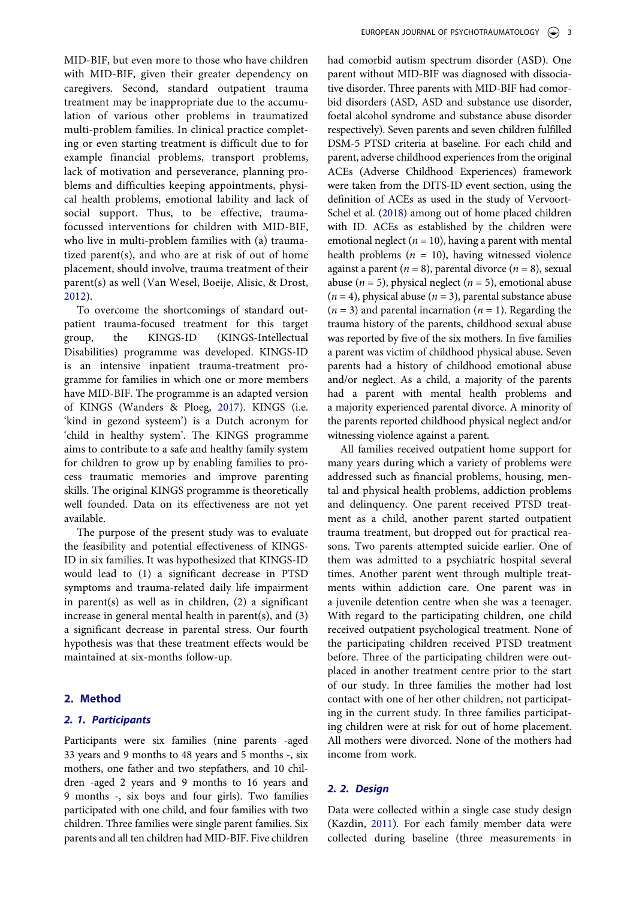MID-BIF, but even more to those who have children with MID-BIF, given their greater dependency on caregivers. Second, standard outpatient trauma treatment may be inappropriate due to the accumulation of various other problems in traumatized multi-problem families. In clinical practice completing or even starting treatment is difficult due to for example financial problems, transport problems, lack of motivation and perseverance, planning problems and difficulties keeping appointments, physical health problems, emotional lability and lack of social support. Thus, to be effective, trauma-focussed interventions for children with MID-BIF, who live in multi-problem families with (a) traumatized parent(s), and who are at risk of out of home placement, should involve, trauma treatment of their parent(s) as well (Van Wesel, Boeije, Alisic, & Drost, 2012).

To overcome the shortcomings of standard outpatient trauma-focused treatment for this target group, the KINGS-ID (KINGS-Intellectual Disabilities) programme was developed. KINGS-ID is an intensive inpatient trauma-treatment programme for families in which one or more members have MID-BIF. The programme is an adapted version of KINGS (Wanders & Ploeg, 2017). KINGS (i.e. 'kind in gezond systeem') is a Dutch acronym for 'child in healthy system'. The KINGS programme aims to contribute to a safe and healthy family system for children to grow up by enabling families to process traumatic memories and improve parenting skills. The original KINGS programme is theoretically well founded. Data on its effectiveness are not yet available.

The purpose of the present study was to evaluate the feasibility and potential effectiveness of KINGS-ID in six families. It was hypothesized that KINGS-ID would lead to (1) a significant decrease in PTSD symptoms and trauma-related daily life impairment in parent(s) as well as in children, (2) a significant increase in general mental health in parent(s), and (3) a significant decrease in parental stress. Our fourth hypothesis was that these treatment effects would be maintained at six-months follow-up.

## 2. Method

### 2. 1. Participants

Participants were six families (nine parents -aged 33 years and 9 months to 48 years and 5 months -, six mothers, one father and two stepfathers, and 10 children -aged 2 years and 9 months to 16 years and 9 months -, six boys and four girls). Two families participated with one child, and four families with two children. Three families were single parent families. Six parents and all ten children had MID-BIF. Five children had comorbid autism spectrum disorder (ASD). One parent without MID-BIF was diagnosed with dissociative disorder. Three parents with MID-BIF had comorbid disorders (ASD, ASD and substance use disorder, foetal alcohol syndrome and substance abuse disorder respectively). Seven parents and seven children fulfilled DSM-5 PTSD criteria at baseline. For each child and parent, adverse childhood experiences from the original ACEs (Adverse Childhood Experiences) framework were taken from the DITS-ID event section, using the definition of ACEs as used in the study of Vervoort-Schel et al. (2018) among out of home placed children with ID. ACEs as established by the children were emotional neglect ($n = 10$), having a parent with mental health problems ($n = 10$), having witnessed violence against a parent ($n = 8$), parental divorce ($n = 8$), sexual abuse ($n = 5$), physical neglect ($n = 5$), emotional abuse ($n = 4$), physical abuse ($n = 3$), parental substance abuse ($n = 3$) and parental incarnation ($n = 1$). Regarding the trauma history of the parents, childhood sexual abuse was reported by five of the six mothers. In five families a parent was victim of childhood physical abuse. Seven parents had a history of childhood emotional abuse and/or neglect. As a child, a majority of the parents had a parent with mental health problems and a majority experienced parental divorce. A minority of the parents reported childhood physical neglect and/or witnessing violence against a parent.

All families received outpatient home support for many years during which a variety of problems were addressed such as financial problems, housing, mental and physical health problems, addiction problems and delinquency. One parent received PTSD treatment as a child, another parent started outpatient trauma treatment, but dropped out for practical reasons. Two parents attempted suicide earlier. One of them was admitted to a psychiatric hospital several times. Another parent went through multiple treatments within addiction care. One parent was in a juvenile detention centre when she was a teenager. With regard to the participating children, one child received outpatient psychological treatment. None of the participating children received PTSD treatment before. Three of the participating children were outplaced in another treatment centre prior to the start of our study. In three families the mother had lost contact with one of her other children, not participating in the current study. In three families participating children were at risk for out of home placement. All mothers were divorced. None of the mothers had income from work.

### 2. 2. Design

Data were collected within a single case study design (Kazdin, 2011). For each family member data were collected during baseline (three measurements in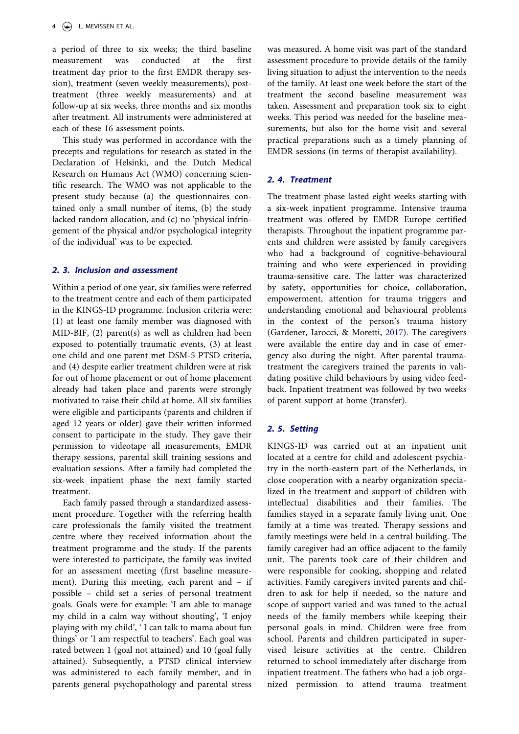a period of three to six weeks; the third baseline measurement was conducted at the first treatment day prior to the first EMDR therapy session), treatment (seven weekly measurements), post-treatment (three weekly measurements) and at follow-up at six weeks, three months and six months after treatment. All instruments were administered at each of these 16 assessment points.

This study was performed in accordance with the precepts and regulations for research as stated in the Declaration of Helsinki, and the Dutch Medical Research on Humans Act (WMO) concerning scientific research. The WMO was not applicable to the present study because (a) the questionnaires contained only a small number of items, (b) the study lacked random allocation, and (c) no 'physical infringement of the physical and/or psychological integrity of the individual' was to be expected.

## 2. 3. Inclusion and assessment

Within a period of one year, six families were referred to the treatment centre and each of them participated in the KINGS-ID programme. Inclusion criteria were: (1) at least one family member was diagnosed with MID-BIF, (2) parent(s) as well as children had been exposed to potentially traumatic events, (3) at least one child and one parent met DSM-5 PTSD criteria, and (4) despite earlier treatment children were at risk for out of home placement or out of home placement already had taken place and parents were strongly motivated to raise their child at home. All six families were eligible and participants (parents and children if aged 12 years or older) gave their written informed consent to participate in the study. They gave their permission to videotape all measurements, EMDR therapy sessions, parental skill training sessions and evaluation sessions. After a family had completed the six-week inpatient phase the next family started treatment.

Each family passed through a standardized assessment procedure. Together with the referring health care professionals the family visited the treatment centre where they received information about the treatment programme and the study. If the parents were interested to participate, the family was invited for an assessment meeting (first baseline measurement). During this meeting, each parent and – if possible – child set a series of personal treatment goals. Goals were for example: 'I am able to manage my child in a calm way without shouting', 'I enjoy playing with my child', ' I can talk to mama about fun things' or 'I am respectful to teachers'. Each goal was rated between 1 (goal not attained) and 10 (goal fully attained). Subsequently, a PTSD clinical interview was administered to each family member, and in parents general psychopathology and parental stress was measured. A home visit was part of the standard assessment procedure to provide details of the family living situation to adjust the intervention to the needs of the family. At least one week before the start of the treatment the second baseline measurement was taken. Assessment and preparation took six to eight weeks. This period was needed for the baseline measurements, but also for the home visit and several practical preparations such as a timely planning of EMDR sessions (in terms of therapist availability).

## 2. 4. Treatment

The treatment phase lasted eight weeks starting with a six-week inpatient programme. Intensive trauma treatment was offered by EMDR Europe certified therapists. Throughout the inpatient programme parents and children were assisted by family caregivers who had a background of cognitive-behavioural training and who were experienced in providing trauma-sensitive care. The latter was characterized by safety, opportunities for choice, collaboration, empowerment, attention for trauma triggers and understanding emotional and behavioural problems in the context of the person's trauma history (Gardener, Iarocci, & Moretti, 2017). The caregivers were available the entire day and in case of emergency also during the night. After parental trauma-treatment the caregivers trained the parents in validating positive child behaviours by using video feedback. Inpatient treatment was followed by two weeks of parent support at home (transfer).

## 2. 5. Setting

KINGS-ID was carried out at an inpatient unit located at a centre for child and adolescent psychiatry in the north-eastern part of the Netherlands, in close cooperation with a nearby organization specialized in the treatment and support of children with intellectual disabilities and their families. The families stayed in a separate family living unit. One family at a time was treated. Therapy sessions and family meetings were held in a central building. The family caregiver had an office adjacent to the family unit. The parents took care of their children and were responsible for cooking, shopping and related activities. Family caregivers invited parents and children to ask for help if needed, so the nature and scope of support varied and was tuned to the actual needs of the family members while keeping their personal goals in mind. Children were free from school. Parents and children participated in supervised leisure activities at the centre. Children returned to school immediately after discharge from inpatient treatment. The fathers who had a job organized permission to attend trauma treatment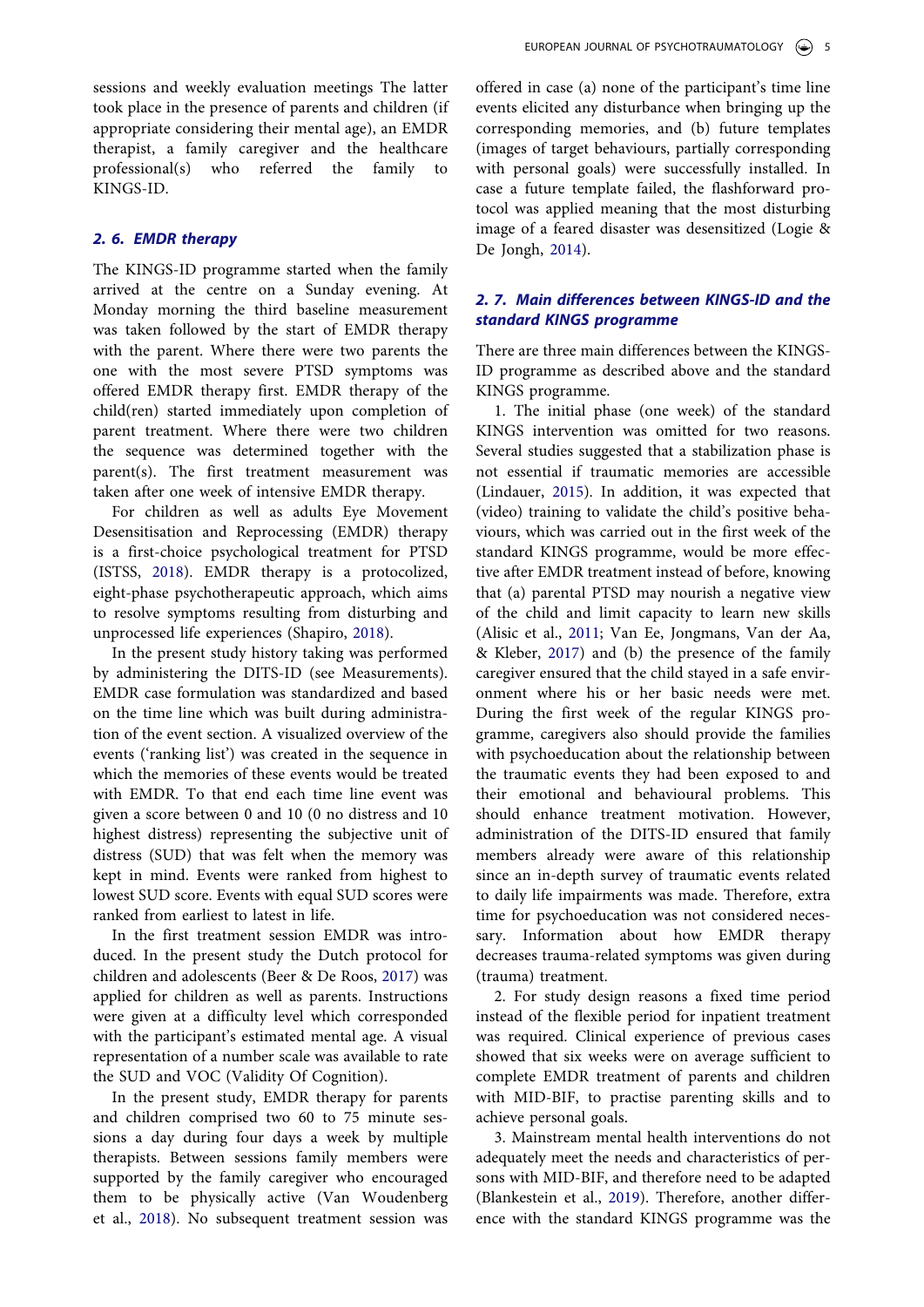sessions and weekly evaluation meetings The latter took place in the presence of parents and children (if appropriate considering their mental age), an EMDR therapist, a family caregiver and the healthcare professional(s) who referred the family to KINGS-ID.

## *2. 6. EMDR therapy*

The KINGS-ID programme started when the family arrived at the centre on a Sunday evening. At Monday morning the third baseline measurement was taken followed by the start of EMDR therapy with the parent. Where there were two parents the one with the most severe PTSD symptoms was offered EMDR therapy first. EMDR therapy of the child(ren) started immediately upon completion of parent treatment. Where there were two children the sequence was determined together with the parent(s). The first treatment measurement was taken after one week of intensive EMDR therapy.

For children as well as adults Eye Movement Desensitisation and Reprocessing (EMDR) therapy is a first-choice psychological treatment for PTSD (ISTSS, 2018). EMDR therapy is a protocolized, eight-phase psychotherapeutic approach, which aims to resolve symptoms resulting from disturbing and unprocessed life experiences (Shapiro, 2018).

In the present study history taking was performed by administering the DITS-ID (see Measurements). EMDR case formulation was standardized and based on the time line which was built during administration of the event section. A visualized overview of the events ('ranking list') was created in the sequence in which the memories of these events would be treated with EMDR. To that end each time line event was given a score between 0 and 10 (0 no distress and 10 highest distress) representing the subjective unit of distress (SUD) that was felt when the memory was kept in mind. Events were ranked from highest to lowest SUD score. Events with equal SUD scores were ranked from earliest to latest in life.

In the first treatment session EMDR was introduced. In the present study the Dutch protocol for children and adolescents (Beer & De Roos, 2017) was applied for children as well as parents. Instructions were given at a difficulty level which corresponded with the participant's estimated mental age. A visual representation of a number scale was available to rate the SUD and VOC (Validity Of Cognition).

In the present study, EMDR therapy for parents and children comprised two 60 to 75 minute sessions a day during four days a week by multiple therapists. Between sessions family members were supported by the family caregiver who encouraged them to be physically active (Van Woudenberg et al., 2018). No subsequent treatment session was offered in case (a) none of the participant's time line events elicited any disturbance when bringing up the corresponding memories, and (b) future templates (images of target behaviours, partially corresponding with personal goals) were successfully installed. In case a future template failed, the flashforward protocol was applied meaning that the most disturbing image of a feared disaster was desensitized (Logie & De Jongh, 2014).

## *2. 7. Main differences between KINGS-ID and the standard KINGS programme*

There are three main differences between the KINGS-ID programme as described above and the standard KINGS programme.

1. The initial phase (one week) of the standard KINGS intervention was omitted for two reasons. Several studies suggested that a stabilization phase is not essential if traumatic memories are accessible (Lindauer, 2015). In addition, it was expected that (video) training to validate the child's positive behaviours, which was carried out in the first week of the standard KINGS programme, would be more effective after EMDR treatment instead of before, knowing that (a) parental PTSD may nourish a negative view of the child and limit capacity to learn new skills (Alisic et al., 2011; Van Ee, Jongmans, Van der Aa, & Kleber, 2017) and (b) the presence of the family caregiver ensured that the child stayed in a safe environment where his or her basic needs were met. During the first week of the regular KINGS programme, caregivers also should provide the families with psychoeducation about the relationship between the traumatic events they had been exposed to and their emotional and behavioural problems. This should enhance treatment motivation. However, administration of the DITS-ID ensured that family members already were aware of this relationship since an in-depth survey of traumatic events related to daily life impairments was made. Therefore, extra time for psychoeducation was not considered necessary. Information about how EMDR therapy decreases trauma-related symptoms was given during (trauma) treatment.

2. For study design reasons a fixed time period instead of the flexible period for inpatient treatment was required. Clinical experience of previous cases showed that six weeks were on average sufficient to complete EMDR treatment of parents and children with MID-BIF, to practise parenting skills and to achieve personal goals.

3. Mainstream mental health interventions do not adequately meet the needs and characteristics of persons with MID-BIF, and therefore need to be adapted (Blankestein et al., 2019). Therefore, another difference with the standard KINGS programme was the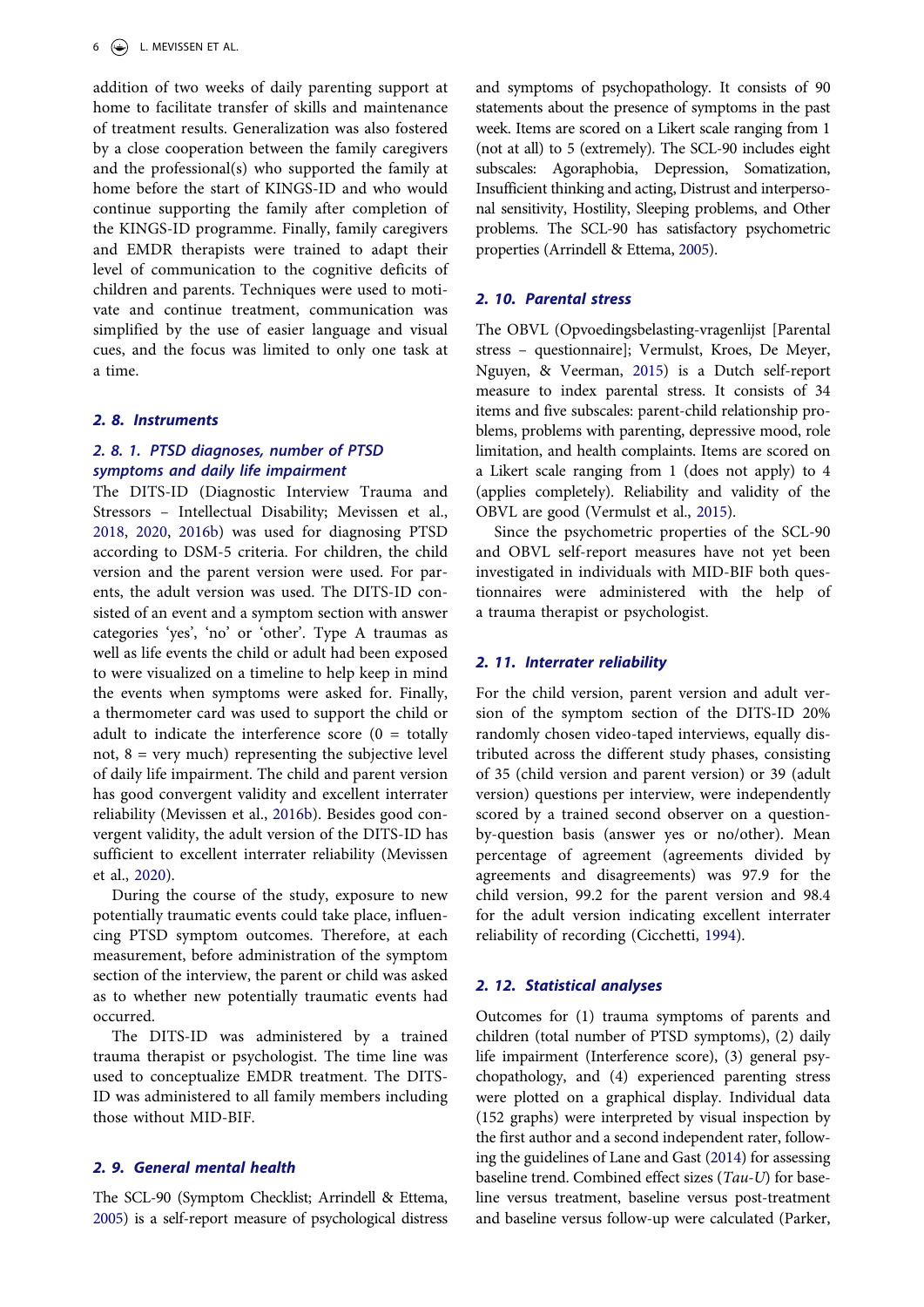addition of two weeks of daily parenting support at home to facilitate transfer of skills and maintenance of treatment results. Generalization was also fostered by a close cooperation between the family caregivers and the professional(s) who supported the family at home before the start of KINGS-ID and who would continue supporting the family after completion of the KINGS-ID programme. Finally, family caregivers and EMDR therapists were trained to adapt their level of communication to the cognitive deficits of children and parents. Techniques were used to motivate and continue treatment, communication was simplified by the use of easier language and visual cues, and the focus was limited to only one task at a time.

## 2. 8. Instruments

### 2. 8. 1. PTSD diagnoses, number of PTSD symptoms and daily life impairment

The DITS-ID (Diagnostic Interview Trauma and Stressors – Intellectual Disability; Mevissen et al., 2018, 2020, 2016b) was used for diagnosing PTSD according to DSM-5 criteria. For children, the child version and the parent version were used. For parents, the adult version was used. The DITS-ID consisted of an event and a symptom section with answer categories 'yes', 'no' or 'other'. Type A traumas as well as life events the child or adult had been exposed to were visualized on a timeline to help keep in mind the events when symptoms were asked for. Finally, a thermometer card was used to support the child or adult to indicate the interference score (0 = totally not, 8 = very much) representing the subjective level of daily life impairment. The child and parent version has good convergent validity and excellent interrater reliability (Mevissen et al., 2016b). Besides good convergent validity, the adult version of the DITS-ID has sufficient to excellent interrater reliability (Mevissen et al., 2020).

During the course of the study, exposure to new potentially traumatic events could take place, influencing PTSD symptom outcomes. Therefore, at each measurement, before administration of the symptom section of the interview, the parent or child was asked as to whether new potentially traumatic events had occurred.

The DITS-ID was administered by a trained trauma therapist or psychologist. The time line was used to conceptualize EMDR treatment. The DITS-ID was administered to all family members including those without MID-BIF.

## 2. 9. General mental health

The SCL-90 (Symptom Checklist; Arrindell & Ettema, 2005) is a self-report measure of psychological distress and symptoms of psychopathology. It consists of 90 statements about the presence of symptoms in the past week. Items are scored on a Likert scale ranging from 1 (not at all) to 5 (extremely). The SCL-90 includes eight subscales: Agoraphobia, Depression, Somatization, Insufficient thinking and acting, Distrust and interpersonal sensitivity, Hostility, Sleeping problems, and Other problems. The SCL-90 has satisfactory psychometric properties (Arrindell & Ettema, 2005).

## 2. 10. Parental stress

The OBVL (Opvoedingsbelasting-vragenlijst [Parental stress – questionnaire]; Vermulst, Kroes, De Meyer, Nguyen, & Veerman, 2015) is a Dutch self-report measure to index parental stress. It consists of 34 items and five subscales: parent-child relationship problems, problems with parenting, depressive mood, role limitation, and health complaints. Items are scored on a Likert scale ranging from 1 (does not apply) to 4 (applies completely). Reliability and validity of the OBVL are good (Vermulst et al., 2015).

Since the psychometric properties of the SCL-90 and OBVL self-report measures have not yet been investigated in individuals with MID-BIF both questionnaires were administered with the help of a trauma therapist or psychologist.

## 2. 11. Interrater reliability

For the child version, parent version and adult version of the symptom section of the DITS-ID 20% randomly chosen video-taped interviews, equally distributed across the different study phases, consisting of 35 (child version and parent version) or 39 (adult version) questions per interview, were independently scored by a trained second observer on a question-by-question basis (answer yes or no/other). Mean percentage of agreement (agreements divided by agreements and disagreements) was 97.9 for the child version, 99.2 for the parent version and 98.4 for the adult version indicating excellent interrater reliability of recording (Cicchetti, 1994).

## 2. 12. Statistical analyses

Outcomes for (1) trauma symptoms of parents and children (total number of PTSD symptoms), (2) daily life impairment (Interference score), (3) general psychopathology, and (4) experienced parenting stress were plotted on a graphical display. Individual data (152 graphs) were interpreted by visual inspection by the first author and a second independent rater, following the guidelines of Lane and Gast (2014) for assessing baseline trend. Combined effect sizes (*Tau-U*) for baseline versus treatment, baseline versus post-treatment and baseline versus follow-up were calculated (Parker,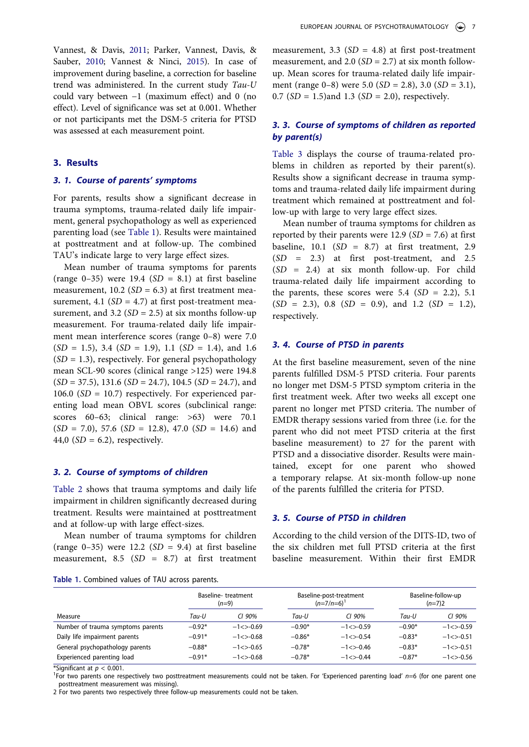Vannest, & Davis, 2011; Parker, Vannest, Davis, & Sauber, 2010; Vannest & Ninci, 2015). In case of improvement during baseline, a correction for baseline trend was administered. In the current study *Tau-U* could vary between −1 (maximum effect) and 0 (no effect). Level of significance was set at 0.001. Whether or not participants met the DSM-5 criteria for PTSD was assessed at each measurement point.

## 3. Results

### 3. 1. Course of parents' symptoms

For parents, results show a significant decrease in trauma symptoms, trauma-related daily life impairment, general psychopathology as well as experienced parenting load (see Table 1). Results were maintained at posttreatment and at follow-up. The combined TAU's indicate large to very large effect sizes.

Mean number of trauma symptoms for parents (range 0–35) were 19.4 (*SD* = 8.1) at first baseline measurement, 10.2 (*SD* = 6.3) at first treatment measurement, 4.1 (*SD* = 4.7) at first post-treatment measurement, and 3.2 (*SD* = 2.5) at six months follow-up measurement. For trauma-related daily life impairment mean interference scores (range 0–8) were 7.0 (*SD* = 1.5), 3.4 (*SD* = 1.9), 1.1 (*SD* = 1.4), and 1.6 (*SD* = 1.3), respectively. For general psychopathology mean SCL-90 scores (clinical range >125) were 194.8 (*SD* = 37.5), 131.6 (*SD* = 24.7), 104.5 (*SD* = 24.7), and 106.0 (*SD* = 10.7) respectively. For experienced parenting load mean OBVL scores (subclinical range: scores 60–63; clinical range: >63) were 70.1 (*SD* = 7.0), 57.6 (*SD* = 12.8), 47.0 (*SD* = 14.6) and 44,0 (*SD* = 6.2), respectively.

### 3. 2. Course of symptoms of children

Table 2 shows that trauma symptoms and daily life impairment in children significantly decreased during treatment. Results were maintained at posttreatment and at follow-up with large effect-sizes.

Mean number of trauma symptoms for children (range 0–35) were 12.2 (*SD* = 9.4) at first baseline measurement, 8.5 (*SD* = 8.7) at first treatment measurement, 3.3 (*SD* = 4.8) at first post-treatment measurement, and 2.0 (*SD* = 2.7) at six month follow-up. Mean scores for trauma-related daily life impairment (range 0–8) were 5.0 (*SD* = 2.8), 3.0 (*SD* = 3.1), 0.7 (*SD* = 1.5)and 1.3 (*SD* = 2.0), respectively.

### 3. 3. Course of symptoms of children as reported by parent(s)

Table 3 displays the course of trauma-related problems in children as reported by their parent(s). Results show a significant decrease in trauma symptoms and trauma-related daily life impairment during treatment which remained at posttreatment and follow-up with large to very large effect sizes.

Mean number of trauma symptoms for children as reported by their parents were 12.9 (*SD* = 7.6) at first baseline, 10.1 (*SD* = 8.7) at first treatment, 2.9 (*SD* = 2.3) at first post-treatment, and 2.5 (*SD* = 2.4) at six month follow-up. For child trauma-related daily life impairment according to the parents, these scores were 5.4 (*SD* = 2.2), 5.1 (*SD* = 2.3), 0.8 (*SD* = 0.9), and 1.2 (*SD* = 1.2), respectively.

### 3. 4. Course of PTSD in parents

At the first baseline measurement, seven of the nine parents fulfilled DSM-5 PTSD criteria. Four parents no longer met DSM-5 PTSD symptom criteria in the first treatment week. After two weeks all except one parent no longer met PTSD criteria. The number of EMDR therapy sessions varied from three (i.e. for the parent who did not meet PTSD criteria at the first baseline measurement) to 27 for the parent with PTSD and a dissociative disorder. Results were maintained, except for one parent who showed a temporary relapse. At six-month follow-up none of the parents fulfilled the criteria for PTSD.

### 3. 5. Course of PTSD in children

According to the child version of the DITS-ID, two of the six children met full PTSD criteria at the first baseline measurement. Within their first EMDR

**Table 1.** Combined values of TAU across parents.

| | Baseline- treatment (*n*=9) | | Baseline-post-treatment (*n*=7/*n*=6)[1] | | Baseline-follow-up (*n*=7)2 | |
|---|---|---|---|---|---|---|
| Measure | *Tau-U* | *CI 90%* | *Tau-U* | *CI 90%* | *Tau-U* | *CI 90%* |
| Number of trauma symptoms parents | −0.92* | −1<>-0.69 | −0.90* | −1<>-0.59 | −0.90* | −1<>-0.59 |
| Daily life impairment parents | −0.91* | −1<>-0.68 | −0.86* | −1<>-0.54 | −0.83* | −1<>-0.51 |
| General psychopathology parents | −0.88* | −1<>-0.65 | −0.78* | −1<>-0.46 | −0.83* | −1<>-0.51 |
| Experienced parenting load | −0.91* | −1<>-0.68 | −0.78* | −1<>-0.44 | −0.87* | −1<>-0.56 |

*Significant at $p < 0.001$.
[1]For two parents one respectively two posttreatment measurements could not be taken. For 'Experienced parenting load' *n*=6 (for one parent one posttreatment measurement was missing).
2 For two parents two respectively three follow-up measurements could not be taken.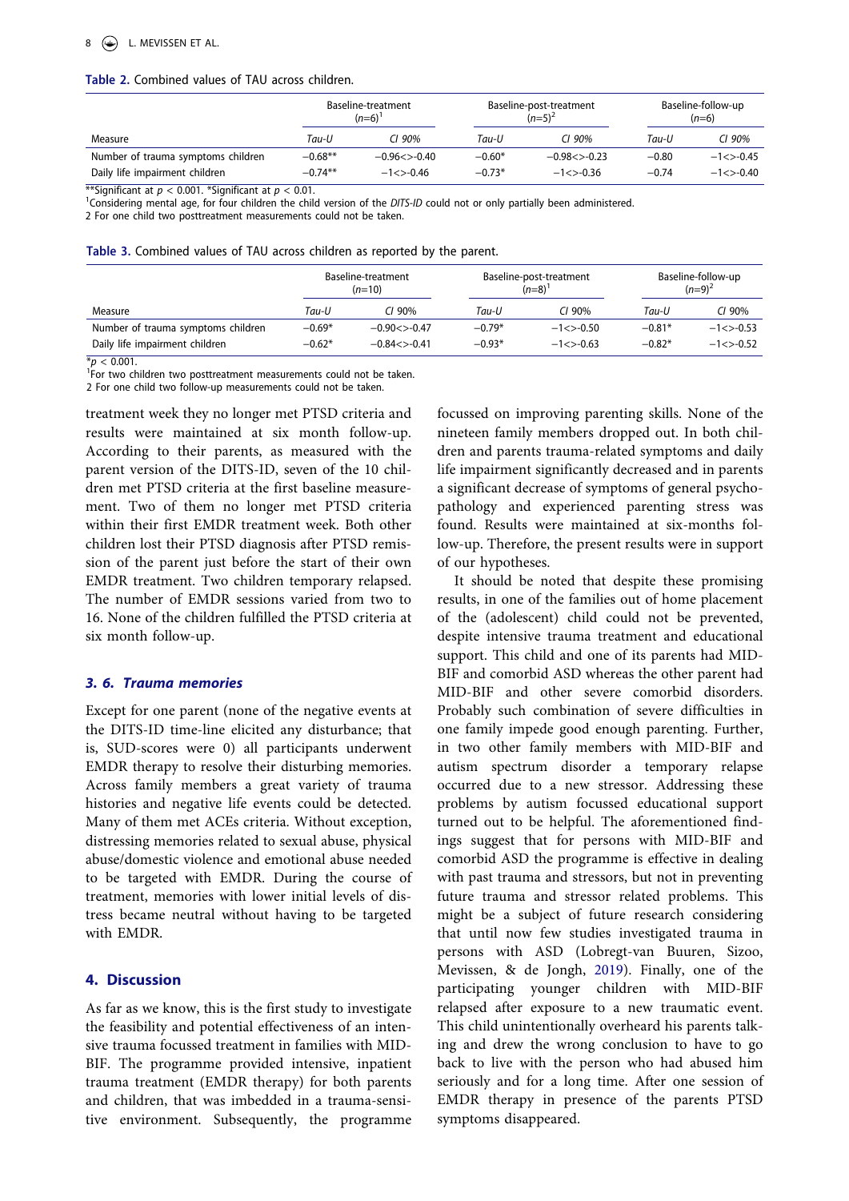Table 2. Combined values of TAU across children.

| | Baseline-treatment ($n$=6)[1] | | Baseline-post-treatment ($n$=5)[2] | | Baseline-follow-up ($n$=6) | |
|---|---|---|---|---|---|---|
| Measure | *Tau-U* | *CI 90%* | *Tau-U* | *CI 90%* | *Tau-U* | *CI 90%* |
| Number of trauma symptoms children | −0.68** | −0.96<>-0.40 | −0.60* | −0.98<>-0.23 | −0.80 | −1<>-0.45 |
| Daily life impairment children | −0.74** | −1<>-0.46 | −0.73* | −1<>-0.36 | −0.74 | −1<>-0.40 |

**Significant at $p < 0.001$. *Significant at $p < 0.01$.
[1]Considering mental age, for four children the child version of the *DITS-ID* could not or only partially been administered.
2 For one child two posttreatment measurements could not be taken.

Table 3. Combined values of TAU across children as reported by the parent.

| | Baseline-treatment ($n$=10) | | Baseline-post-treatment ($n$=8)[1] | | Baseline-follow-up ($n$=9)[2] | |
|---|---|---|---|---|---|---|
| Measure | *Tau-U* | *CI 90%* | *Tau-U* | *CI 90%* | *Tau-U* | *CI 90%* |
| Number of trauma symptoms children | −0.69* | −0.90<>-0.47 | −0.79* | −1<>-0.50 | −0.81* | −1<>-0.53 |
| Daily life impairment children | −0.62* | −0.84<>-0.41 | −0.93* | −1<>-0.63 | −0.82* | −1<>-0.52 |

*$p < 0.001$.
[1]For two children two posttreatment measurements could not be taken.
2 For one child two follow-up measurements could not be taken.

treatment week they no longer met PTSD criteria and results were maintained at six month follow-up. According to their parents, as measured with the parent version of the DITS-ID, seven of the 10 children met PTSD criteria at the first baseline measurement. Two of them no longer met PTSD criteria within their first EMDR treatment week. Both other children lost their PTSD diagnosis after PTSD remission of the parent just before the start of their own EMDR treatment. Two children temporary relapsed. The number of EMDR sessions varied from two to 16. None of the children fulfilled the PTSD criteria at six month follow-up.

### 3. 6. Trauma memories

Except for one parent (none of the negative events at the DITS-ID time-line elicited any disturbance; that is, SUD-scores were 0) all participants underwent EMDR therapy to resolve their disturbing memories. Across family members a great variety of trauma histories and negative life events could be detected. Many of them met ACEs criteria. Without exception, distressing memories related to sexual abuse, physical abuse/domestic violence and emotional abuse needed to be targeted with EMDR. During the course of treatment, memories with lower initial levels of distress became neutral without having to be targeted with EMDR.

## 4. Discussion

As far as we know, this is the first study to investigate the feasibility and potential effectiveness of an intensive trauma focussed treatment in families with MID-BIF. The programme provided intensive, inpatient trauma treatment (EMDR therapy) for both parents and children, that was imbedded in a trauma-sensitive environment. Subsequently, the programme focussed on improving parenting skills. None of the nineteen family members dropped out. In both children and parents trauma-related symptoms and daily life impairment significantly decreased and in parents a significant decrease of symptoms of general psychopathology and experienced parenting stress was found. Results were maintained at six-months follow-up. Therefore, the present results were in support of our hypotheses.

It should be noted that despite these promising results, in one of the families out of home placement of the (adolescent) child could not be prevented, despite intensive trauma treatment and educational support. This child and one of its parents had MID-BIF and comorbid ASD whereas the other parent had MID-BIF and other severe comorbid disorders. Probably such combination of severe difficulties in one family impede good enough parenting. Further, in two other family members with MID-BIF and autism spectrum disorder a temporary relapse occurred due to a new stressor. Addressing these problems by autism focussed educational support turned out to be helpful. The aforementioned findings suggest that for persons with MID-BIF and comorbid ASD the programme is effective in dealing with past trauma and stressors, but not in preventing future trauma and stressor related problems. This might be a subject of future research considering that until now few studies investigated trauma in persons with ASD (Lobregt-van Buuren, Sizoo, Mevissen, & de Jongh, 2019). Finally, one of the participating younger children with MID-BIF relapsed after exposure to a new traumatic event. This child unintentionally overheard his parents talking and drew the wrong conclusion to have to go back to live with the person who had abused him seriously and for a long time. After one session of EMDR therapy in presence of the parents PTSD symptoms disappeared.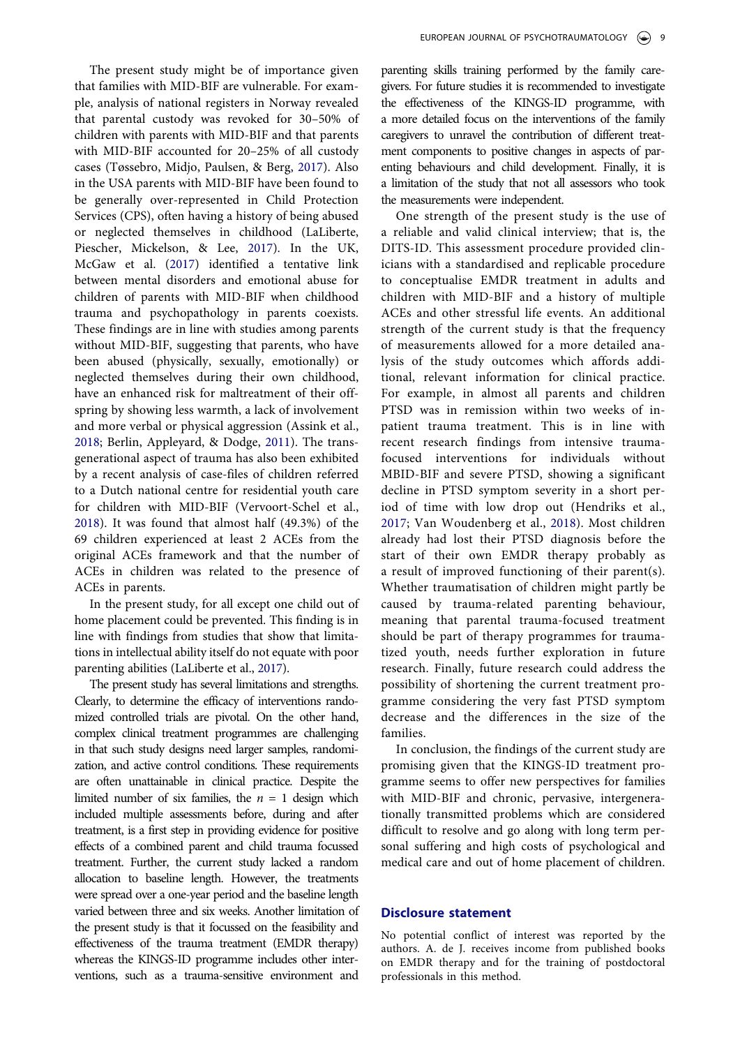The present study might be of importance given that families with MID-BIF are vulnerable. For example, analysis of national registers in Norway revealed that parental custody was revoked for 30–50% of children with parents with MID-BIF and that parents with MID-BIF accounted for 20–25% of all custody cases (Tøssebro, Midjo, Paulsen, & Berg, 2017). Also in the USA parents with MID-BIF have been found to be generally over-represented in Child Protection Services (CPS), often having a history of being abused or neglected themselves in childhood (LaLiberte, Piescher, Mickelson, & Lee, 2017). In the UK, McGaw et al. (2017) identified a tentative link between mental disorders and emotional abuse for children of parents with MID-BIF when childhood trauma and psychopathology in parents coexists. These findings are in line with studies among parents without MID-BIF, suggesting that parents, who have been abused (physically, sexually, emotionally) or neglected themselves during their own childhood, have an enhanced risk for maltreatment of their offspring by showing less warmth, a lack of involvement and more verbal or physical aggression (Assink et al., 2018; Berlin, Appleyard, & Dodge, 2011). The transgenerational aspect of trauma has also been exhibited by a recent analysis of case-files of children referred to a Dutch national centre for residential youth care for children with MID-BIF (Vervoort-Schel et al., 2018). It was found that almost half (49.3%) of the 69 children experienced at least 2 ACEs from the original ACEs framework and that the number of ACEs in children was related to the presence of ACEs in parents.

In the present study, for all except one child out of home placement could be prevented. This finding is in line with findings from studies that show that limitations in intellectual ability itself do not equate with poor parenting abilities (LaLiberte et al., 2017).

The present study has several limitations and strengths. Clearly, to determine the efficacy of interventions randomized controlled trials are pivotal. On the other hand, complex clinical treatment programmes are challenging in that such study designs need larger samples, randomization, and active control conditions. These requirements are often unattainable in clinical practice. Despite the limited number of six families, the $n$ = 1 design which included multiple assessments before, during and after treatment, is a first step in providing evidence for positive effects of a combined parent and child trauma focussed treatment. Further, the current study lacked a random allocation to baseline length. However, the treatments were spread over a one-year period and the baseline length varied between three and six weeks. Another limitation of the present study is that it focussed on the feasibility and effectiveness of the trauma treatment (EMDR therapy) whereas the KINGS-ID programme includes other interventions, such as a trauma-sensitive environment and parenting skills training performed by the family caregivers. For future studies it is recommended to investigate the effectiveness of the KINGS-ID programme, with a more detailed focus on the interventions of the family caregivers to unravel the contribution of different treatment components to positive changes in aspects of parenting behaviours and child development. Finally, it is a limitation of the study that not all assessors who took the measurements were independent.

One strength of the present study is the use of a reliable and valid clinical interview; that is, the DITS-ID. This assessment procedure provided clinicians with a standardised and replicable procedure to conceptualise EMDR treatment in adults and children with MID-BIF and a history of multiple ACEs and other stressful life events. An additional strength of the current study is that the frequency of measurements allowed for a more detailed analysis of the study outcomes which affords additional, relevant information for clinical practice. For example, in almost all parents and children PTSD was in remission within two weeks of in-patient trauma treatment. This is in line with recent research findings from intensive trauma-focused interventions for individuals without MBID-BIF and severe PTSD, showing a significant decline in PTSD symptom severity in a short period of time with low drop out (Hendriks et al., 2017; Van Woudenberg et al., 2018). Most children already had lost their PTSD diagnosis before the start of their own EMDR therapy probably as a result of improved functioning of their parent(s). Whether traumatisation of children might partly be caused by trauma-related parenting behaviour, meaning that parental trauma-focused treatment should be part of therapy programmes for traumatized youth, needs further exploration in future research. Finally, future research could address the possibility of shortening the current treatment programme considering the very fast PTSD symptom decrease and the differences in the size of the families.

In conclusion, the findings of the current study are promising given that the KINGS-ID treatment programme seems to offer new perspectives for families with MID-BIF and chronic, pervasive, intergenerationally transmitted problems which are considered difficult to resolve and go along with long term personal suffering and high costs of psychological and medical care and out of home placement of children.

## Disclosure statement

No potential conflict of interest was reported by the authors. A. de J. receives income from published books on EMDR therapy and for the training of postdoctoral professionals in this method.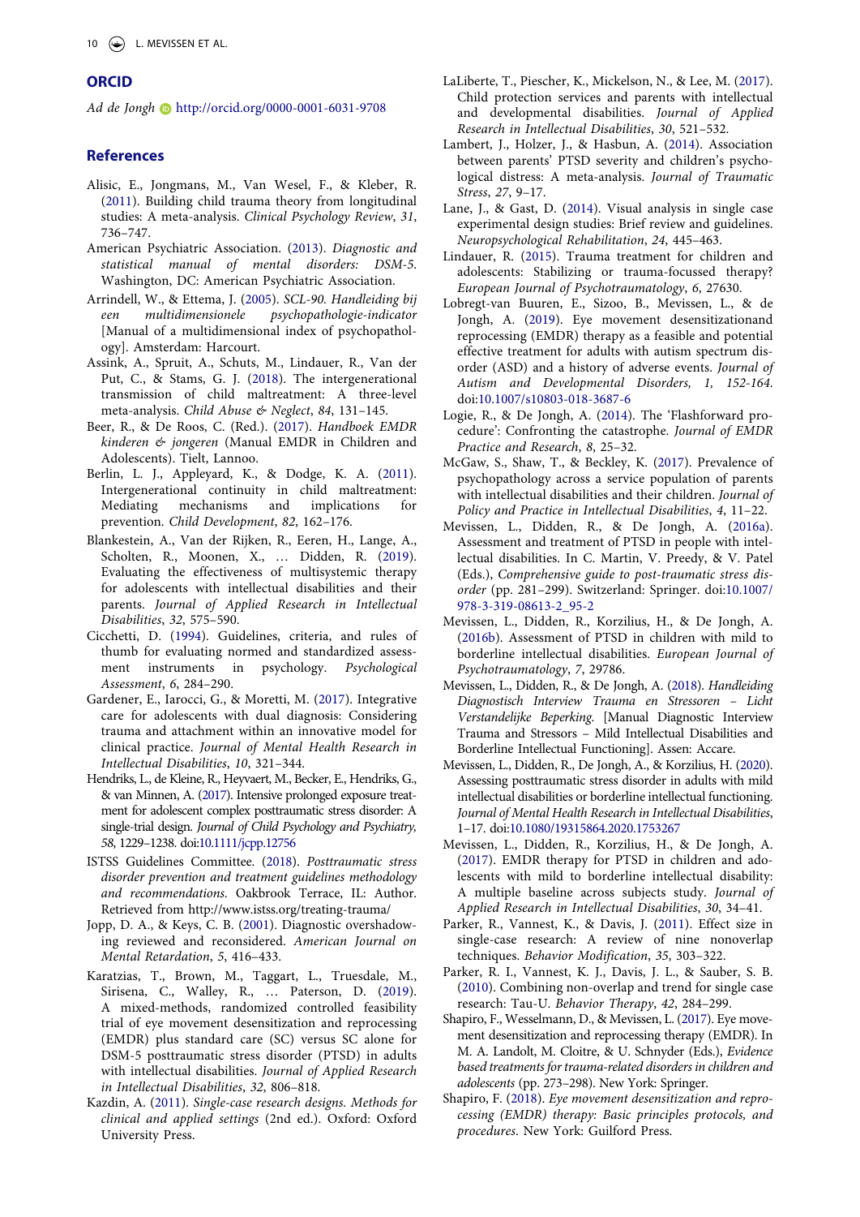## ORCID

*Ad de Jongh* http://orcid.org/0000-0001-6031-9708

## References

Alisic, E., Jongmans, M., Van Wesel, F., & Kleber, R. (2011). Building child trauma theory from longitudinal studies: A meta-analysis. *Clinical Psychology Review*, *31*, 736–747.

American Psychiatric Association. (2013). *Diagnostic and statistical manual of mental disorders: DSM-5*. Washington, DC: American Psychiatric Association.

Arrindell, W., & Ettema, J. (2005). *SCL-90. Handleiding bij een multidimensionele psychopathologie-indicator* [Manual of a multidimensional index of psychopathology]. Amsterdam: Harcourt.

Assink, A., Spruit, A., Schuts, M., Lindauer, R., Van der Put, C., & Stams, G. J. (2018). The intergenerational transmission of child maltreatment: A three-level meta-analysis. *Child Abuse & Neglect*, *84*, 131–145.

Beer, R., & De Roos, C. (Red.). (2017). *Handboek EMDR kinderen & jongeren* (Manual EMDR in Children and Adolescents). Tielt, Lannoo.

Berlin, L. J., Appleyard, K., & Dodge, K. A. (2011). Intergenerational continuity in child maltreatment: Mediating mechanisms and implications for prevention. *Child Development*, *82*, 162–176.

Blankestein, A., Van der Rijken, R., Eeren, H., Lange, A., Scholten, R., Moonen, X., … Didden, R. (2019). Evaluating the effectiveness of multisystemic therapy for adolescents with intellectual disabilities and their parents. *Journal of Applied Research in Intellectual Disabilities*, *32*, 575–590.

Cicchetti, D. (1994). Guidelines, criteria, and rules of thumb for evaluating normed and standardized assessment instruments in psychology. *Psychological Assessment*, *6*, 284–290.

Gardener, E., Iarocci, G., & Moretti, M. (2017). Integrative care for adolescents with dual diagnosis: Considering trauma and attachment within an innovative model for clinical practice. *Journal of Mental Health Research in Intellectual Disabilities*, *10*, 321–344.

Hendriks, L., de Kleine, R., Heyvaert, M., Becker, E., Hendriks, G., & van Minnen, A. (2017). Intensive prolonged exposure treatment for adolescent complex posttraumatic stress disorder: A single-trial design. *Journal of Child Psychology and Psychiatry*, *58*, 1229–1238. doi:10.1111/jcpp.12756

ISTSS Guidelines Committee. (2018). *Posttraumatic stress disorder prevention and treatment guidelines methodology and recommendations*. Oakbrook Terrace, IL: Author. Retrieved from http://www.istss.org/treating-trauma/

Jopp, D. A., & Keys, C. B. (2001). Diagnostic overshadowing reviewed and reconsidered. *American Journal on Mental Retardation*, *5*, 416–433.

Karatzias, T., Brown, M., Taggart, L., Truesdale, M., Sirisena, C., Walley, R., … Paterson, D. (2019). A mixed-methods, randomized controlled feasibility trial of eye movement desensitization and reprocessing (EMDR) plus standard care (SC) versus SC alone for DSM-5 posttraumatic stress disorder (PTSD) in adults with intellectual disabilities. *Journal of Applied Research in Intellectual Disabilities*, *32*, 806–818.

Kazdin, A. (2011). *Single-case research designs. Methods for clinical and applied settings* (2nd ed.). Oxford: Oxford University Press.

LaLiberte, T., Piescher, K., Mickelson, N., & Lee, M. (2017). Child protection services and parents with intellectual and developmental disabilities. *Journal of Applied Research in Intellectual Disabilities*, *30*, 521–532.

Lambert, J., Holzer, J., & Hasbun, A. (2014). Association between parents' PTSD severity and children's psychological distress: A meta-analysis. *Journal of Traumatic Stress*, *27*, 9–17.

Lane, J., & Gast, D. (2014). Visual analysis in single case experimental design studies: Brief review and guidelines. *Neuropsychological Rehabilitation*, *24*, 445–463.

Lindauer, R. (2015). Trauma treatment for children and adolescents: Stabilizing or trauma-focussed therapy? *European Journal of Psychotraumatology*, *6*, 27630.

Lobregt-van Buuren, E., Sizoo, B., Mevissen, L., & de Jongh, A. (2019). Eye movement desensitizationand reprocessing (EMDR) therapy as a feasible and potential effective treatment for adults with autism spectrum disorder (ASD) and a history of adverse events. *Journal of Autism and Developmental Disorders, 1, 152-164.* doi:10.1007/s10803-018-3687-6

Logie, R., & De Jongh, A. (2014). The 'Flashforward procedure': Confronting the catastrophe. *Journal of EMDR Practice and Research*, *8*, 25–32.

McGaw, S., Shaw, T., & Beckley, K. (2017). Prevalence of psychopathology across a service population of parents with intellectual disabilities and their children. *Journal of Policy and Practice in Intellectual Disabilities*, *4*, 11–22.

Mevissen, L., Didden, R., & De Jongh, A. (2016a). Assessment and treatment of PTSD in people with intellectual disabilities. In C. Martin, V. Preedy, & V. Patel (Eds.), *Comprehensive guide to post-traumatic stress disorder* (pp. 281–299). Switzerland: Springer. doi:10.1007/978-3-319-08613-2_95-2

Mevissen, L., Didden, R., Korzilius, H., & De Jongh, A. (2016b). Assessment of PTSD in children with mild to borderline intellectual disabilities. *European Journal of Psychotraumatology*, *7*, 29786.

Mevissen, L., Didden, R., & De Jongh, A. (2018). *Handleiding Diagnostisch Interview Trauma en Stressoren – Licht Verstandelijke Beperking*. [Manual Diagnostic Interview Trauma and Stressors – Mild Intellectual Disabilities and Borderline Intellectual Functioning]. Assen: Accare.

Mevissen, L., Didden, R., De Jongh, A., & Korzilius, H. (2020). Assessing posttraumatic stress disorder in adults with mild intellectual disabilities or borderline intellectual functioning. *Journal of Mental Health Research in Intellectual Disabilities*, 1–17. doi:10.1080/19315864.2020.1753267

Mevissen, L., Didden, R., Korzilius, H., & De Jongh, A. (2017). EMDR therapy for PTSD in children and adolescents with mild to borderline intellectual disability: A multiple baseline across subjects study. *Journal of Applied Research in Intellectual Disabilities*, *30*, 34–41.

Parker, R., Vannest, K., & Davis, J. (2011). Effect size in single-case research: A review of nine nonoverlap techniques. *Behavior Modification*, *35*, 303–322.

Parker, R. I., Vannest, K. J., Davis, J. L., & Sauber, S. B. (2010). Combining non-overlap and trend for single case research: Tau-U. *Behavior Therapy*, *42*, 284–299.

Shapiro, F., Wesselmann, D., & Mevissen, L. (2017). Eye movement desensitization and reprocessing therapy (EMDR). In M. A. Landolt, M. Cloitre, & U. Schnyder (Eds.), *Evidence based treatments for trauma-related disorders in children and adolescents* (pp. 273–298). New York: Springer.

Shapiro, F. (2018). *Eye movement desensitization and reprocessing (EMDR) therapy: Basic principles protocols, and procedures*. New York: Guilford Press.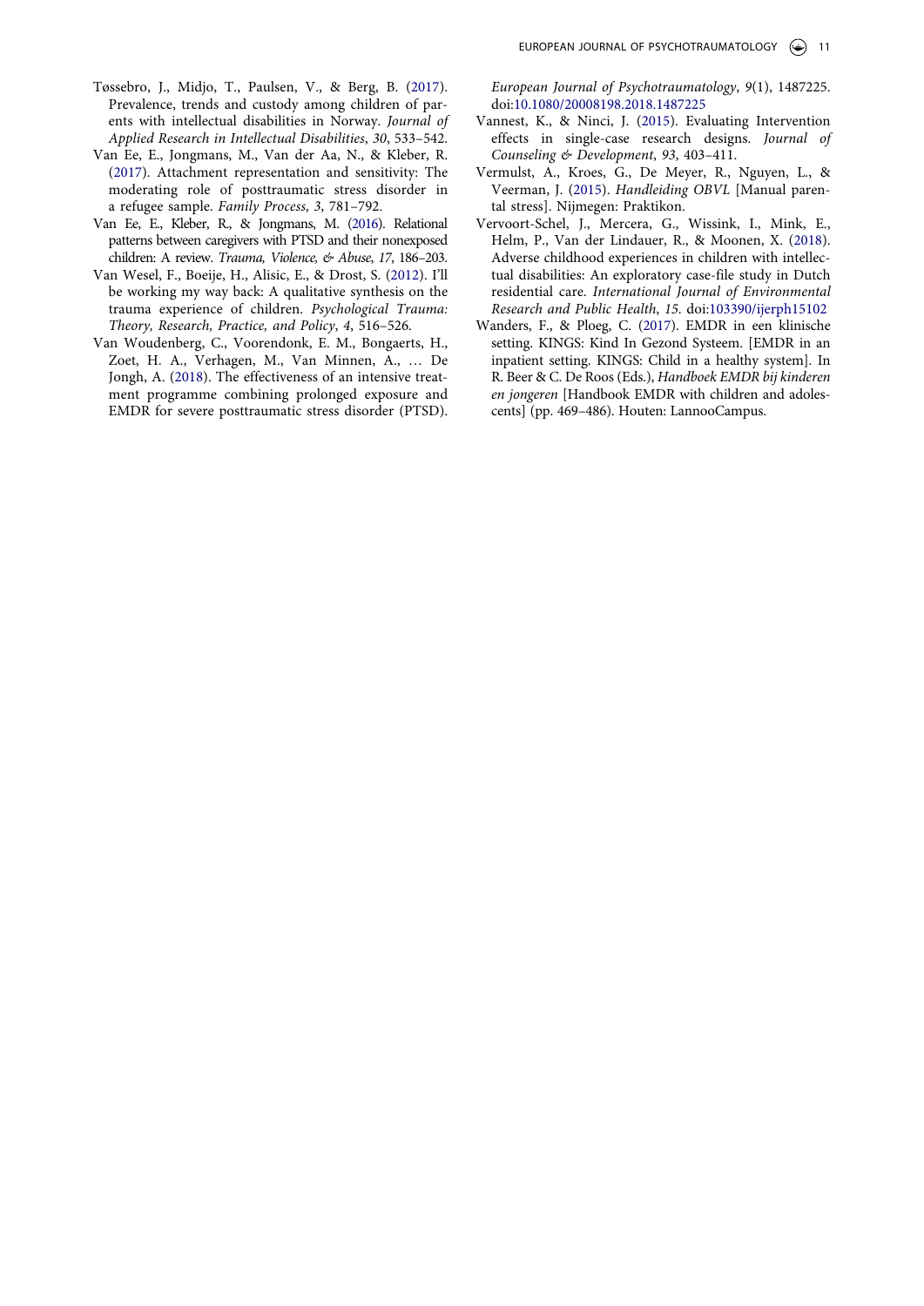Tøssebro, J., Midjo, T., Paulsen, V., & Berg, B. (2017). Prevalence, trends and custody among children of parents with intellectual disabilities in Norway. *Journal of Applied Research in Intellectual Disabilities*, *30*, 533–542.

Van Ee, E., Jongmans, M., Van der Aa, N., & Kleber, R. (2017). Attachment representation and sensitivity: The moderating role of posttraumatic stress disorder in a refugee sample. *Family Process*, *3*, 781–792.

Van Ee, E., Kleber, R., & Jongmans, M. (2016). Relational patterns between caregivers with PTSD and their nonexposed children: A review. *Trauma, Violence, & Abuse*, *17*, 186–203.

Van Wesel, F., Boeije, H., Alisic, E., & Drost, S. (2012). I'll be working my way back: A qualitative synthesis on the trauma experience of children. *Psychological Trauma: Theory, Research, Practice, and Policy*, *4*, 516–526.

Van Woudenberg, C., Voorendonk, E. M., Bongaerts, H., Zoet, H. A., Verhagen, M., Van Minnen, A., … De Jongh, A. (2018). The effectiveness of an intensive treatment programme combining prolonged exposure and EMDR for severe posttraumatic stress disorder (PTSD). *European Journal of Psychotraumatology*, *9*(1), 1487225. doi:10.1080/20008198.2018.1487225

Vannest, K., & Ninci, J. (2015). Evaluating Intervention effects in single-case research designs. *Journal of Counseling & Development*, *93*, 403–411.

Vermulst, A., Kroes, G., De Meyer, R., Nguyen, L., & Veerman, J. (2015). *Handleiding OBVL* [Manual parental stress]. Nijmegen: Praktikon.

Vervoort-Schel, J., Mercera, G., Wissink, I., Mink, E., Helm, P., Van der Lindauer, R., & Moonen, X. (2018). Adverse childhood experiences in children with intellectual disabilities: An exploratory case-file study in Dutch residential care. *International Journal of Environmental Research and Public Health*, *15*. doi:103390/ijerph15102

Wanders, F., & Ploeg, C. (2017). EMDR in een klinische setting. KINGS: Kind In Gezond Systeem. [EMDR in an inpatient setting. KINGS: Child in a healthy system]. In R. Beer & C. De Roos (Eds.), *Handboek EMDR bij kinderen en jongeren* [Handbook EMDR with children and adolescents] (pp. 469–486). Houten: LannooCampus.